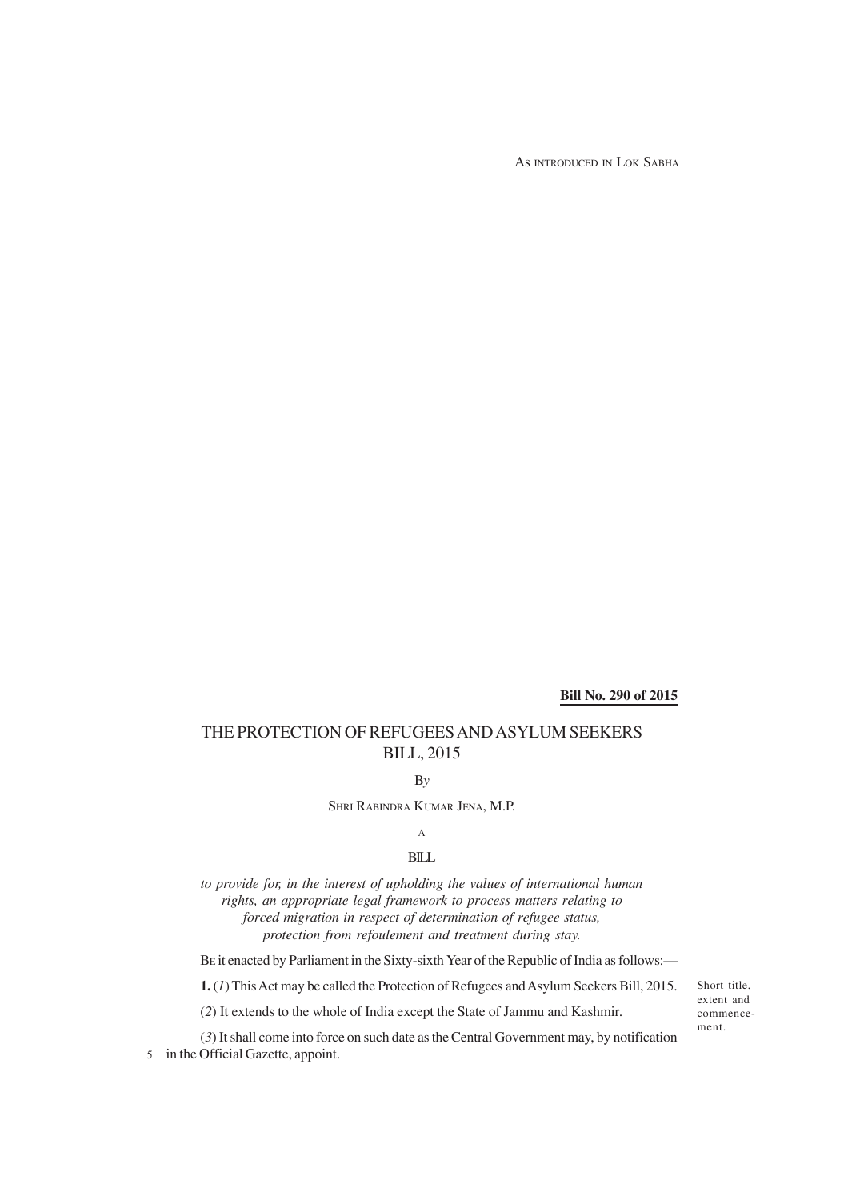AS INTRODUCED IN LOK SABHA

**Bill No. 290 of 2015**

# THE PROTECTION OF REFUGEES AND ASYLUM SEEKERS BILL, 2015

By

SHRI RABINDRA KUMAR JENA, M.P.

A

BILL

*to provide for, in the interest of upholding the values of international human rights, an appropriate legal framework to process matters relating to forced migration in respect of determination of refugee status, protection from refoulement and treatment during stay.*

BE it enacted by Parliament in the Sixty-sixth Year of the Republic of India as follows:—

Short title, extent and commencement.

**1.** (*1*) This Act may be called the Protection of Refugees and Asylum Seekers Bill, 2015.

(*2*) It extends to the whole of India except the State of Jammu and Kashmir.

(*3*) It shall come into force on such date as the Central Government may, by notification in the Official Gazette, appoint.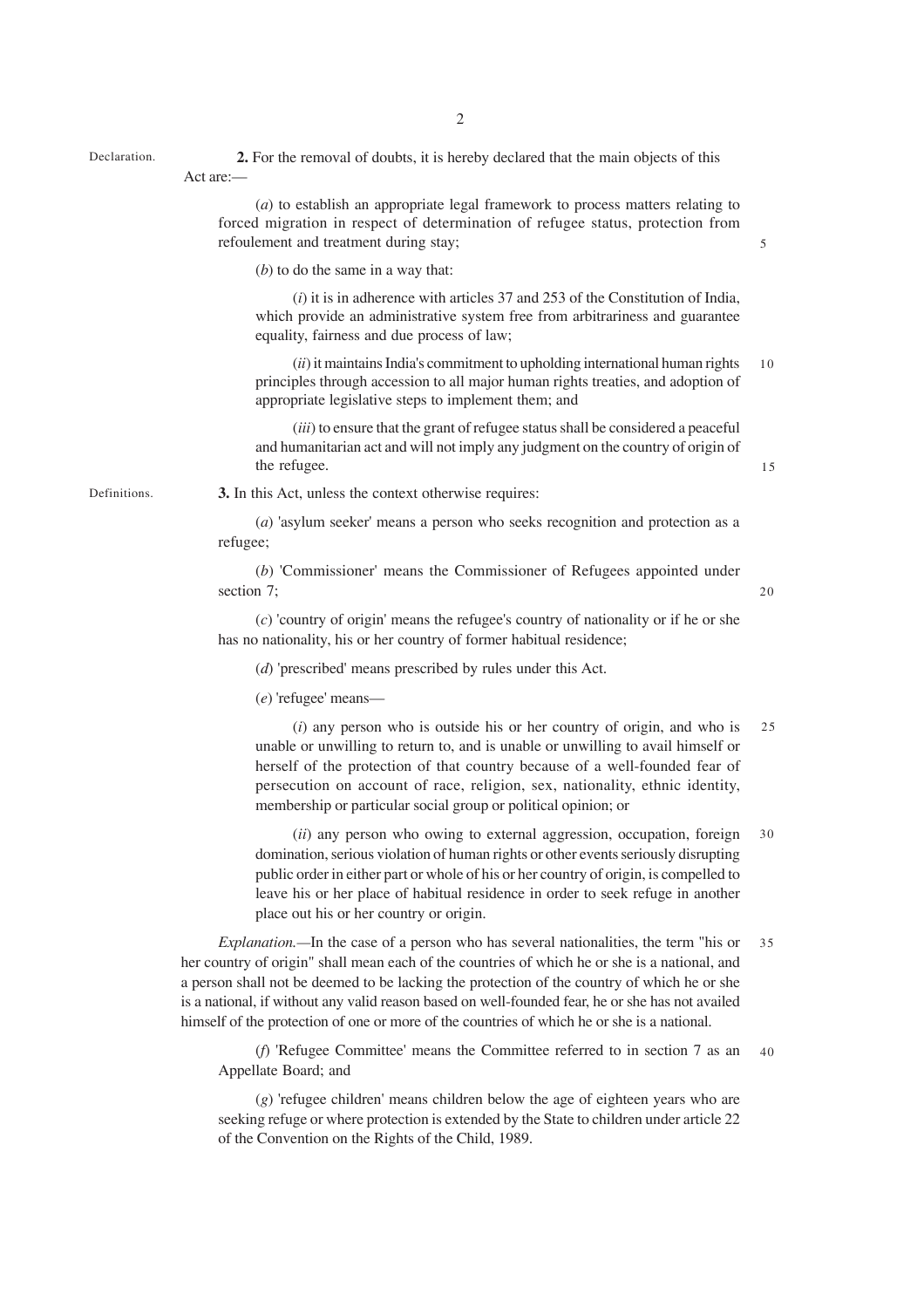Declaration.

**2.** For the removal of doubts, it is hereby declared that the main objects of this Act are:—

(*a*) to establish an appropriate legal framework to process matters relating to forced migration in respect of determination of refugee status, protection from refoulement and treatment during stay;

(*b*) to do the same in a way that:

(*i*) it is in adherence with articles 37 and 253 of the Constitution of India, which provide an administrative system free from arbitrariness and guarantee equality, fairness and due process of law;

(*ii*) it maintains India's commitment to upholding international human rights principles through accession to all major human rights treaties, and adoption of appropriate legislative steps to implement them; and

(*iii*) to ensure that the grant of refugee status shall be considered a peaceful and humanitarian act and will not imply any judgment on the country of origin of the refugee.

Definitions.

**3.** In this Act, unless the context otherwise requires:

(*a*) 'asylum seeker' means a person who seeks recognition and protection as a refugee;

(*b*) 'Commissioner' means the Commissioner of Refugees appointed under section 7;

(*c*) 'country of origin' means the refugee's country of nationality or if he or she has no nationality, his or her country of former habitual residence;

(*d*) 'prescribed' means prescribed by rules under this Act.

(*e*) 'refugee' means—

(*i*) any person who is outside his or her country of origin, and who is unable or unwilling to return to, and is unable or unwilling to avail himself or herself of the protection of that country because of a well-founded fear of persecution on account of race, religion, sex, nationality, ethnic identity, membership or particular social group or political opinion; or

(*ii*) any person who owing to external aggression, occupation, foreign domination, serious violation of human rights or other events seriously disrupting public order in either part or whole of his or her country of origin, is compelled to leave his or her place of habitual residence in order to seek refuge in another place out his or her country or origin.

*Explanation.*—In the case of a person who has several nationalities, the term "his or her country of origin" shall mean each of the countries of which he or she is a national, and a person shall not be deemed to be lacking the protection of the country of which he or she is a national, if without any valid reason based on well-founded fear, he or she has not availed himself of the protection of one or more of the countries of which he or she is a national.

(*f*) 'Refugee Committee' means the Committee referred to in section 7 as an Appellate Board; and

(*g*) 'refugee children' means children below the age of eighteen years who are seeking refuge or where protection is extended by the State to children under article 22 of the Convention on the Rights of the Child, 1989.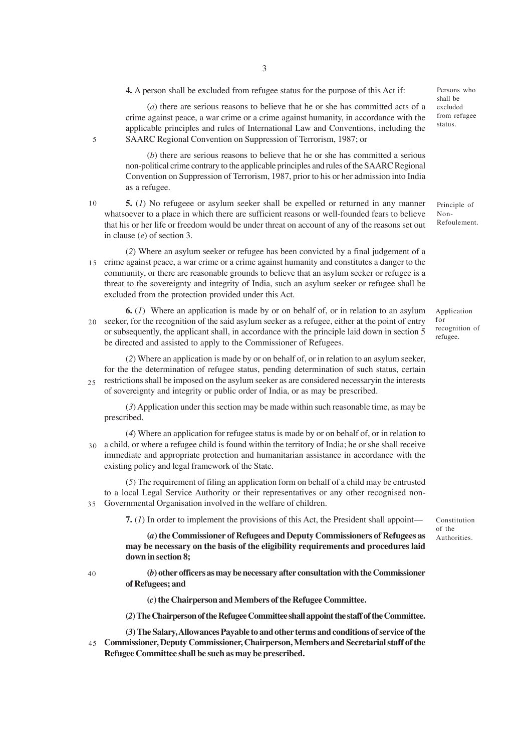**4.** A person shall be excluded from refugee status for the purpose of this Act if:

*Persons who shall be excluded from refugee status.*

(*a*) there are serious reasons to believe that he or she has committed acts of a crime against peace, a war crime or a crime against humanity, in accordance with the applicable principles and rules of International Law and Conventions, including the SAARC Regional Convention on Suppression of Terrorism, 1987; or

(*b*) there are serious reasons to believe that he or she has committed a serious non-political crime contrary to the applicable principles and rules of the SAARC Regional Convention on Suppression of Terrorism, 1987, prior to his or her admission into India as a refugee.

**5.** (*1*) No refugeee or asylum seeker shall be expelled or returned in any manner whatsoever to a place in which there are sufficient reasons or well-founded fears to believe that his or her life or freedom would be under threat on account of any of the reasons set out in clause (*e*) of section 3.

*Principle of Non-Refoulement.*

(*2*) Where an asylum seeker or refugee has been convicted by a final judgement of a crime against peace, a war crime or a crime against humanity and constitutes a danger to the community, or there are reasonable grounds to believe that an asylum seeker or refugee is a threat to the sovereignty and integrity of India, such an asylum seeker or refugee shall be excluded from the protection provided under this Act.

**6.** (*1*) Where an application is made by or on behalf of, or in relation to an asylum seeker, for the recognition of the said asylum seeker as a refugee, either at the point of entry or subsequently, the applicant shall, in accordance with the principle laid down in section 5 be directed and assisted to apply to the Commissioner of Refugees.

*Application for recognition of refugee.*

(*2*) Where an application is made by or on behalf of, or in relation to an asylum seeker, for the the determination of refugee status, pending determination of such status, certain restrictions shall be imposed on the asylum seeker as are considered necessaryin the interests of sovereignty and integrity or public order of India, or as may be prescribed.

(*3*) Application under this section may be made within such reasonable time, as may be prescribed.

(*4*) Where an application for refugee status is made by or on behalf of, or in relation to a child, or where a refugee child is found within the territory of India; he or she shall receive immediate and appropriate protection and humanitarian assistance in accordance with the existing policy and legal framework of the State.

(*5*) The requirement of filing an application form on behalf of a child may be entrusted to a local Legal Service Authority or their representatives or any other recognised non-Governmental Organisation involved in the welfare of children.

**7.** (*1*) In order to implement the provisions of this Act, the President shall appoint—

*Constitution of the Authorities.*

**(*a*) the Commissioner of Refugees and Deputy Commissioners of Refugees as may be necessary on the basis of the eligibility requirements and procedures laid down in section 8;**

**(*b*) other officers as may be necessary after consultation with the Commissioner of Refugees; and**

**(*c*) the Chairperson and Members of the Refugee Committee.**

**(*2*) The Chairperson of the Refugee Committee shall appoint the staff of the Committee.**

**(*3*) The Salary, Allowances Payable to and other terms and conditions of service of the Commissioner, Deputy Commissioner, Chairperson, Members and Secretarial staff of the Refugee Committee shall be such as may be prescribed.**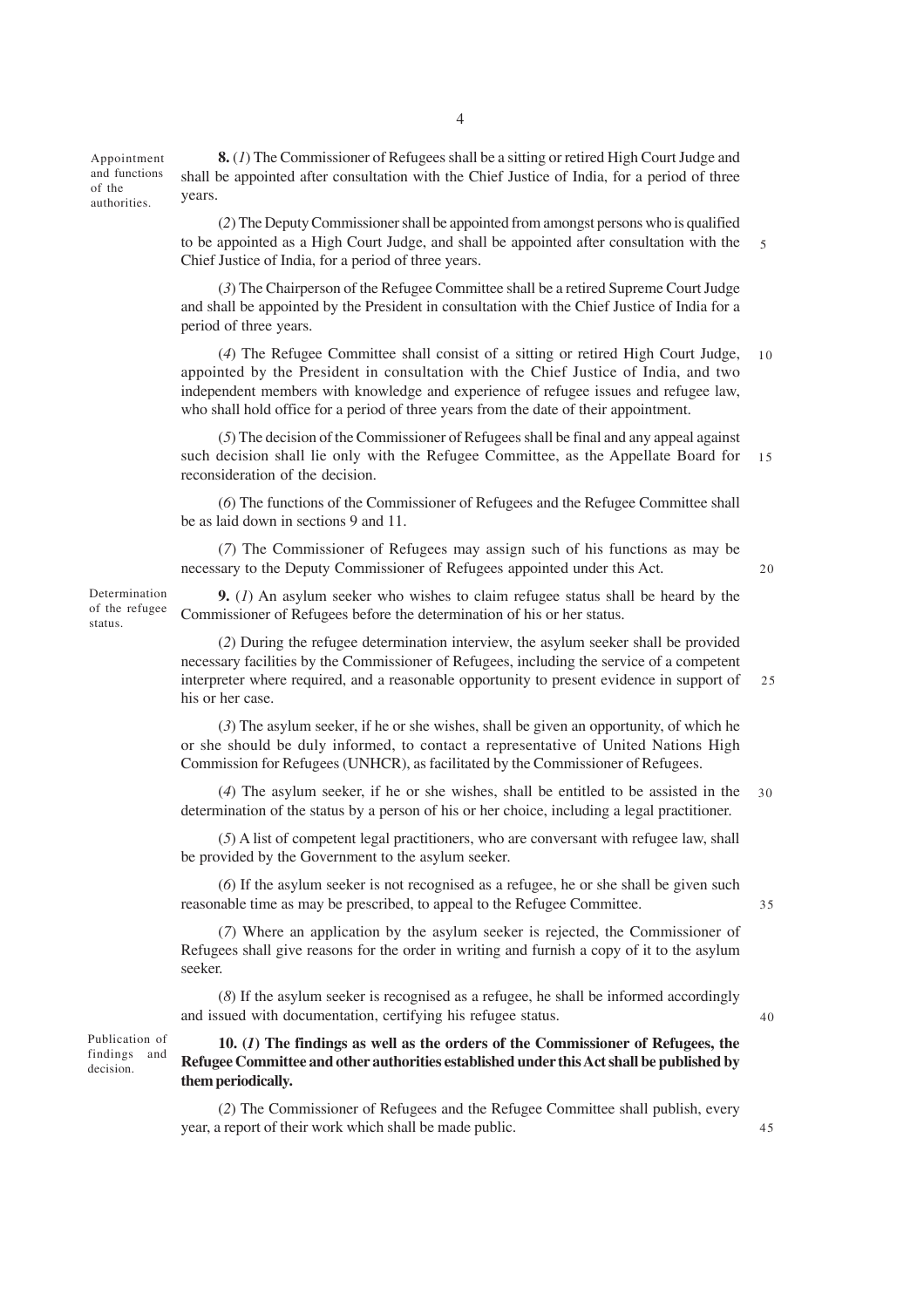**Appointment and functions of the authorities.**

**8.** (*1*) The Commissioner of Refugees shall be a sitting or retired High Court Judge and shall be appointed after consultation with the Chief Justice of India, for a period of three years.

(*2*) The Deputy Commissioner shall be appointed from amongst persons who is qualified to be appointed as a High Court Judge, and shall be appointed after consultation with the Chief Justice of India, for a period of three years.

(*3*) The Chairperson of the Refugee Committee shall be a retired Supreme Court Judge and shall be appointed by the President in consultation with the Chief Justice of India for a period of three years.

(*4*) The Refugee Committee shall consist of a sitting or retired High Court Judge, appointed by the President in consultation with the Chief Justice of India, and two independent members with knowledge and experience of refugee issues and refugee law, who shall hold office for a period of three years from the date of their appointment.

(*5*) The decision of the Commissioner of Refugees shall be final and any appeal against such decision shall lie only with the Refugee Committee, as the Appellate Board for reconsideration of the decision.

(*6*) The functions of the Commissioner of Refugees and the Refugee Committee shall be as laid down in sections 9 and 11.

(*7*) The Commissioner of Refugees may assign such of his functions as may be necessary to the Deputy Commissioner of Refugees appointed under this Act.

**Determination of the refugee status.**

**9.** (*1*) An asylum seeker who wishes to claim refugee status shall be heard by the Commissioner of Refugees before the determination of his or her status.

(*2*) During the refugee determination interview, the asylum seeker shall be provided necessary facilities by the Commissioner of Refugees, including the service of a competent interpreter where required, and a reasonable opportunity to present evidence in support of his or her case.

(*3*) The asylum seeker, if he or she wishes, shall be given an opportunity, of which he or she should be duly informed, to contact a representative of United Nations High Commission for Refugees (UNHCR), as facilitated by the Commissioner of Refugees.

(*4*) The asylum seeker, if he or she wishes, shall be entitled to be assisted in the determination of the status by a person of his or her choice, including a legal practitioner.

(*5*) A list of competent legal practitioners, who are conversant with refugee law, shall be provided by the Government to the asylum seeker.

(*6*) If the asylum seeker is not recognised as a refugee, he or she shall be given such reasonable time as may be prescribed, to appeal to the Refugee Committee.

(*7*) Where an application by the asylum seeker is rejected, the Commissioner of Refugees shall give reasons for the order in writing and furnish a copy of it to the asylum seeker.

(*8*) If the asylum seeker is recognised as a refugee, he shall be informed accordingly and issued with documentation, certifying his refugee status.

**Publication of findings and decision.**

**10. (*1*) The findings as well as the orders of the Commissioner of Refugees, the Refugee Committee and other authorities established under this Act shall be published by them periodically.**

(*2*) The Commissioner of Refugees and the Refugee Committee shall publish, every year, a report of their work which shall be made public.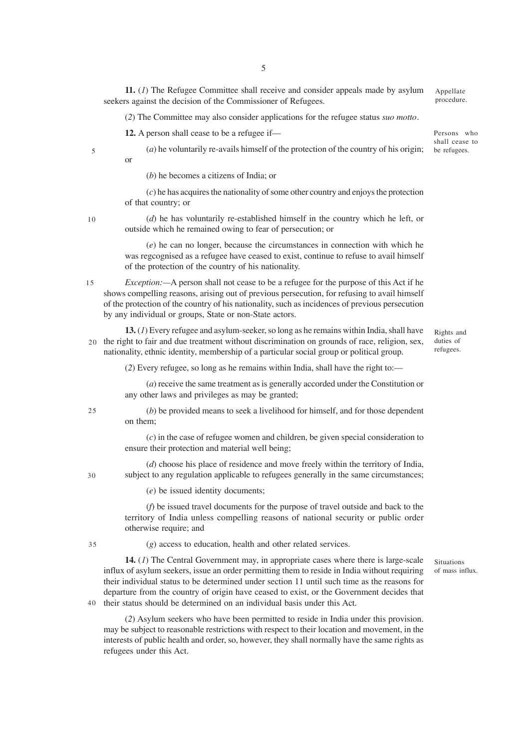**11.** (*1*) The Refugee Committee shall receive and consider appeals made by asylum seekers against the decision of the Commissioner of Refugees.

Appellate procedure.

(*2*) The Committee may also consider applications for the refugee status *suo motto*.

**12.** A person shall cease to be a refugee if—

Persons who shall cease to be refugees.

(*a*) he voluntarily re-avails himself of the protection of the country of his origin; or

(*b*) he becomes a citizens of India; or

(*c*) he has acquires the nationality of some other country and enjoys the protection of that country; or

(*d*) he has voluntarily re-established himself in the country which he left, or outside which he remained owing to fear of persecution; or

(*e*) he can no longer, because the circumstances in connection with which he was regcognised as a refugee have ceased to exist, continue to refuse to avail himself of the protection of the country of his nationality.

*Exception:*—A person shall not cease to be a refugee for the purpose of this Act if he shows compelling reasons, arising out of previous persecution, for refusing to avail himself of the protection of the country of his nationality, such as incidences of previous persecution by any individual or groups, State or non-State actors.

**13.** (*1*) Every refugee and asylum-seeker, so long as he remains within India, shall have the right to fair and due treatment without discrimination on grounds of race, religion, sex, nationality, ethnic identity, membership of a particular social group or political group.

Rights and duties of refugees.

(*2*) Every refugee, so long as he remains within India, shall have the right to:—

(*a*) receive the same treatment as is generally accorded under the Constitution or any other laws and privileges as may be granted;

(*b*) be provided means to seek a livelihood for himself, and for those dependent on them;

(*c*) in the case of refugee women and children, be given special consideration to ensure their protection and material well being;

(*d*) choose his place of residence and move freely within the territory of India, subject to any regulation applicable to refugees generally in the same circumstances;

(*e*) be issued identity documents;

(*f*) be issued travel documents for the purpose of travel outside and back to the territory of India unless compelling reasons of national security or public order otherwise require; and

(*g*) access to education, health and other related services.

**14.** (*1*) The Central Government may, in appropriate cases where there is large-scale influx of asylum seekers, issue an order permitting them to reside in India without requiring their individual status to be determined under section 11 until such time as the reasons for departure from the country of origin have ceased to exist, or the Government decides that their status should be determined on an individual basis under this Act.

Situations of mass influx.

(*2*) Asylum seekers who have been permitted to reside in India under this provision. may be subject to reasonable restrictions with respect to their location and movement, in the interests of public health and order, so, however, they shall normally have the same rights as refugees under this Act.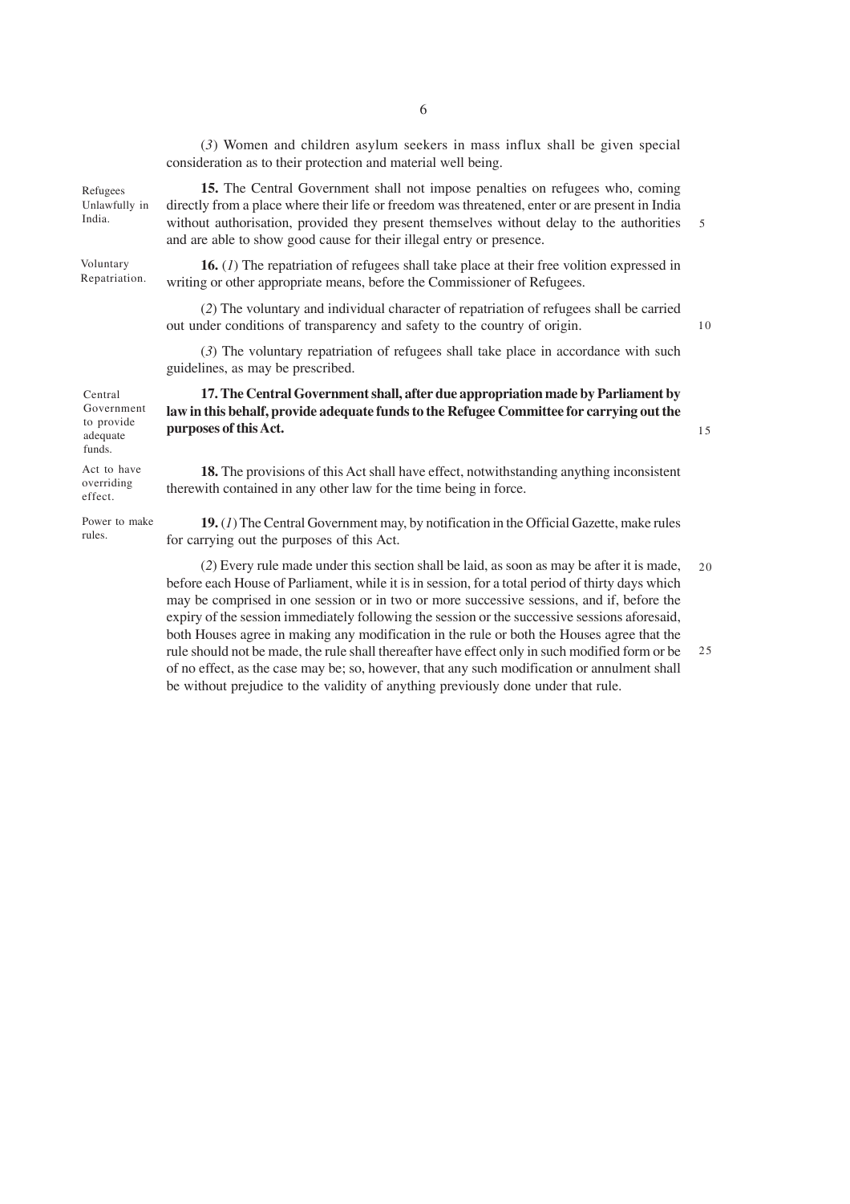(*3*) Women and children asylum seekers in mass influx shall be given special consideration as to their protection and material well being.

Refugees Unlawfully in India.

**15.** The Central Government shall not impose penalties on refugees who, coming directly from a place where their life or freedom was threatened, enter or are present in India without authorisation, provided they present themselves without delay to the authorities and are able to show good cause for their illegal entry or presence.

Voluntary Repatriation.

**16.** (*1*) The repatriation of refugees shall take place at their free volition expressed in writing or other appropriate means, before the Commissioner of Refugees.

(*2*) The voluntary and individual character of repatriation of refugees shall be carried out under conditions of transparency and safety to the country of origin.

(*3*) The voluntary repatriation of refugees shall take place in accordance with such guidelines, as may be prescribed.

Central Government to provide adequate funds.

**17. The Central Government shall, after due appropriation made by Parliament by law in this behalf, provide adequate funds to the Refugee Committee for carrying out the purposes of this Act.**

Act to have overriding effect.

**18.** The provisions of this Act shall have effect, notwithstanding anything inconsistent therewith contained in any other law for the time being in force.

Power to make rules.

**19.** (*1*) The Central Government may, by notification in the Official Gazette, make rules for carrying out the purposes of this Act.

(*2*) Every rule made under this section shall be laid, as soon as may be after it is made, before each House of Parliament, while it is in session, for a total period of thirty days which may be comprised in one session or in two or more successive sessions, and if, before the expiry of the session immediately following the session or the successive sessions aforesaid, both Houses agree in making any modification in the rule or both the Houses agree that the rule should not be made, the rule shall thereafter have effect only in such modified form or be of no effect, as the case may be; so, however, that any such modification or annulment shall be without prejudice to the validity of anything previously done under that rule.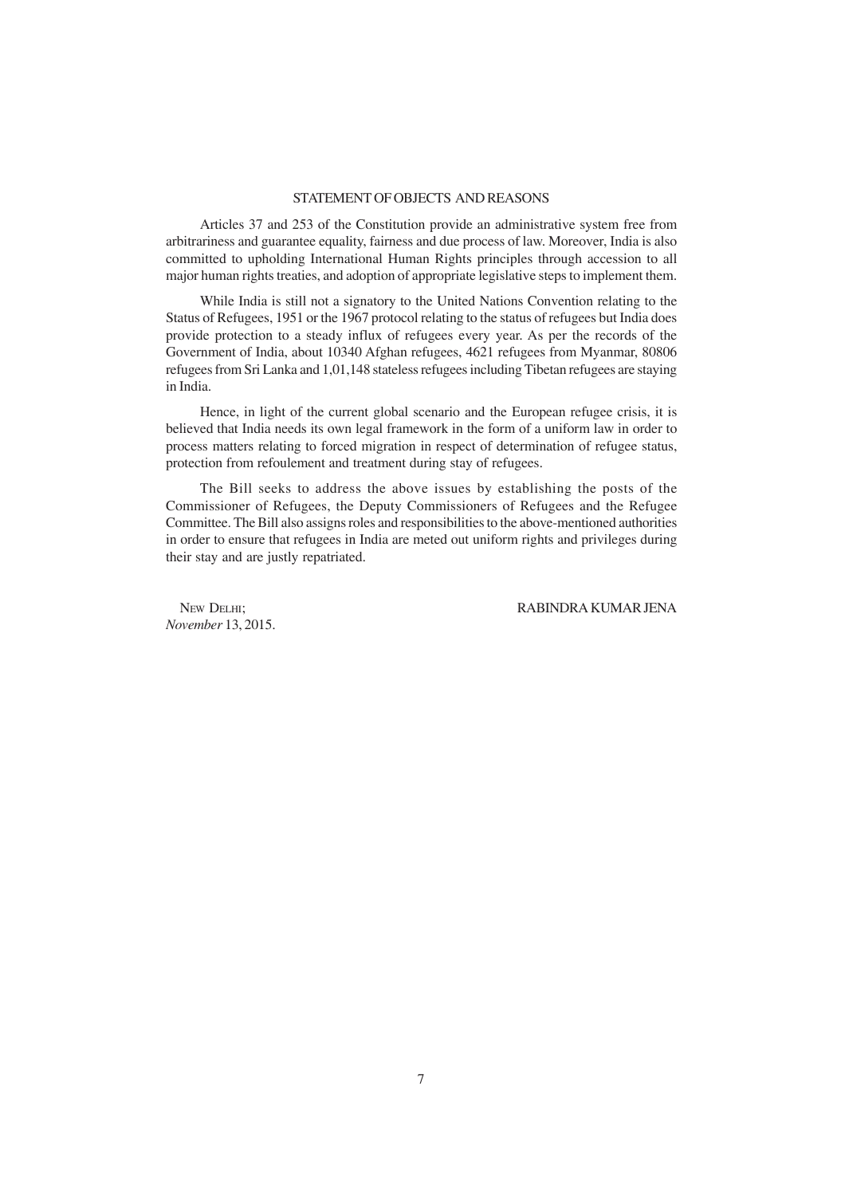## STATEMENT OF OBJECTS AND REASONS

Articles 37 and 253 of the Constitution provide an administrative system free from arbitrariness and guarantee equality, fairness and due process of law. Moreover, India is also committed to upholding International Human Rights principles through accession to all major human rights treaties, and adoption of appropriate legislative steps to implement them.

While India is still not a signatory to the United Nations Convention relating to the Status of Refugees, 1951 or the 1967 protocol relating to the status of refugees but India does provide protection to a steady influx of refugees every year. As per the records of the Government of India, about 10340 Afghan refugees, 4621 refugees from Myanmar, 80806 refugees from Sri Lanka and 1,01,148 stateless refugees including Tibetan refugees are staying in India.

Hence, in light of the current global scenario and the European refugee crisis, it is believed that India needs its own legal framework in the form of a uniform law in order to process matters relating to forced migration in respect of determination of refugee status, protection from refoulement and treatment during stay of refugees.

The Bill seeks to address the above issues by establishing the posts of the Commissioner of Refugees, the Deputy Commissioners of Refugees and the Refugee Committee. The Bill also assigns roles and responsibilities to the above-mentioned authorities in order to ensure that refugees in India are meted out uniform rights and privileges during their stay and are justly repatriated.

NEW DELHI;
*November* 13, 2015.

RABINDRA KUMAR JENA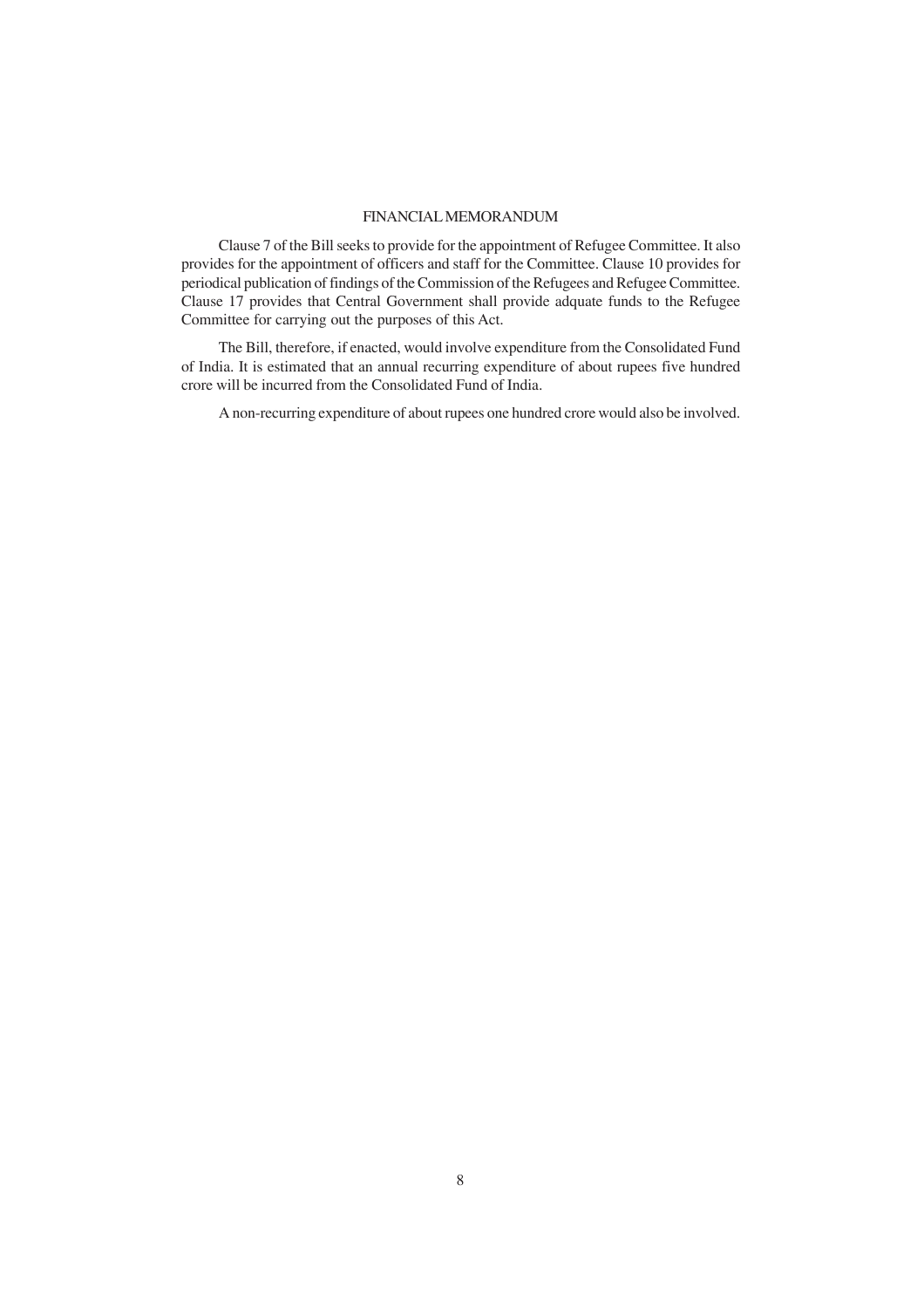## FINANCIAL MEMORANDUM

Clause 7 of the Bill seeks to provide for the appointment of Refugee Committee. It also provides for the appointment of officers and staff for the Committee. Clause 10 provides for periodical publication of findings of the Commission of the Refugees and Refugee Committee. Clause 17 provides that Central Government shall provide adquate funds to the Refugee Committee for carrying out the purposes of this Act.

The Bill, therefore, if enacted, would involve expenditure from the Consolidated Fund of India. It is estimated that an annual recurring expenditure of about rupees five hundred crore will be incurred from the Consolidated Fund of India.

A non-recurring expenditure of about rupees one hundred crore would also be involved.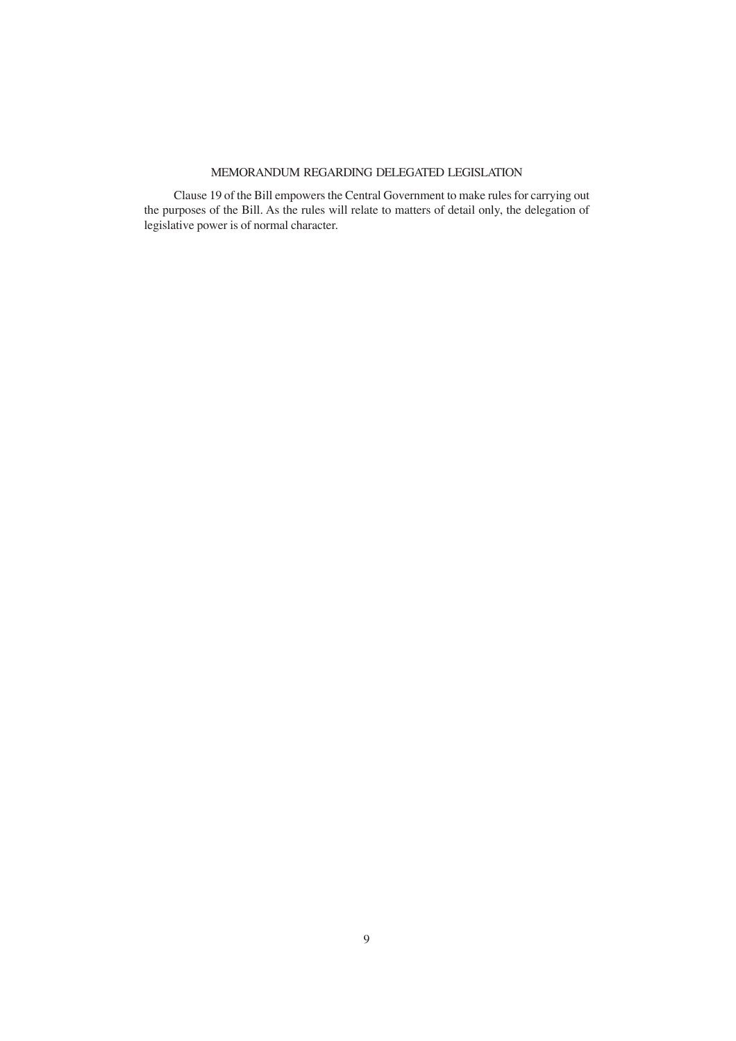## MEMORANDUM REGARDING DELEGATED LEGISLATION

Clause 19 of the Bill empowers the Central Government to make rules for carrying out the purposes of the Bill. As the rules will relate to matters of detail only, the delegation of legislative power is of normal character.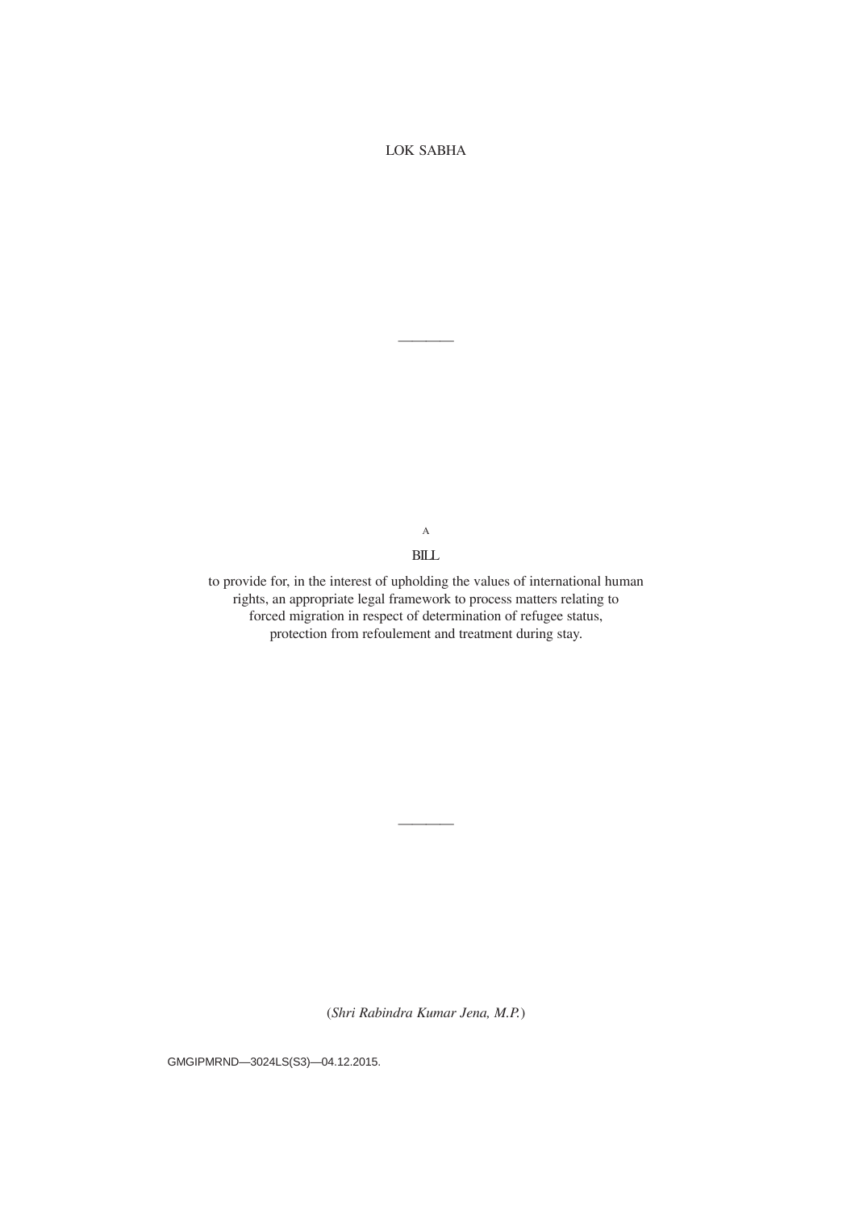LOK SABHA

————

A

BILL

to provide for, in the interest of upholding the values of international human rights, an appropriate legal framework to process matters relating to forced migration in respect of determination of refugee status, protection from refoulement and treatment during stay.

————

(*Shri Rabindra Kumar Jena, M.P.*)

GMGIPMRND—3024LS(S3)—04.12.2015.